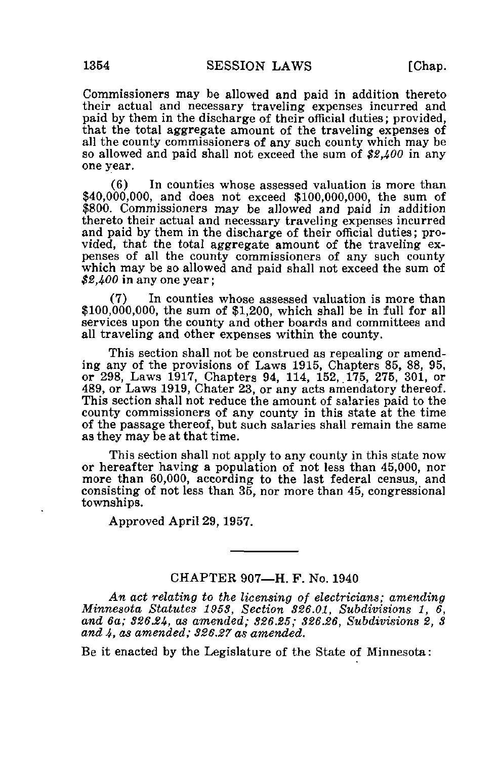Commissioners may be allowed and paid in addition thereto their actual and necessary traveling expenses incurred and paid by them in the discharge of their official duties; provided, that the total aggregate amount of the traveling expenses of all the county commissioners of any such county which may be so allowed and paid shall not exceed the sum of *$2,400* in any one year.

(6) In counties whose assessed valuation is more than $40,000,000, and does not exceed $100,000,000, the sum of $800. Commissioners may be allowed and paid in addition thereto their actual and necessary traveling expenses incurred and paid by them in the discharge of their official duties; provided, that the total aggregate amount of the traveling expenses of all the county commissioners of any such county which may be so allowed and paid shall not exceed the sum of *$2,400* in any one year;

(7) In counties whose assessed valuation is more than $100,000,000, the sum of $1,200, which shall be in full for all services upon the county and other boards and committees and all traveling and other expenses within the county.

This section shall not be construed as repealing or amending any of the provisions of Laws 1915, Chapters 85, 88, 95, or 298, Laws 1917, Chapters 94, 114, 152, 175, 275, 301, or 489, or Laws 1919, Chater 23, or any acts amendatory thereof. This section shall not reduce the amount of salaries paid to the county commissioners of any county in this state at the time of the passage thereof, but such salaries shall remain the same as they may be at that time.

This section shall not apply to any county in this state now or hereafter having a population of not less than 45,000, nor more than 60,000, according to the last federal census, and consisting of not less than 35, nor more than 45, congressional townships.

Approved April 29, 1957.

---

## CHAPTER 907—H. F. No. 1940

*An act relating to the licensing of electricians; amending Minnesota Statutes 1953, Section 326.01, Subdivisions 1, 6, and 6a; 326.24, as amended; 326.25; 326.26, Subdivisions 2, 3 and 4, as amended; 326.27 as amended.*

Be it enacted by the Legislature of the State of Minnesota: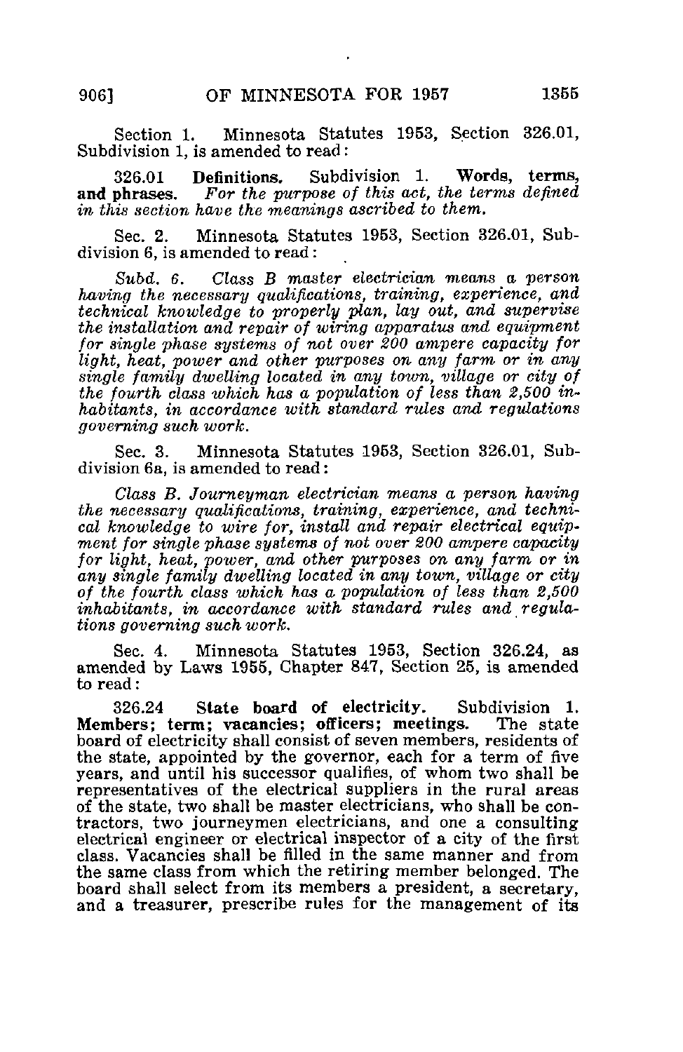Section 1. Minnesota Statutes 1953, Section 326.01, Subdivision 1, is amended to read:

326.01 **Definitions.** Subdivision 1. **Words, terms, and phrases.** *For the purpose of this act, the terms defined in this section have the meanings ascribed to them.*

Sec. 2. Minnesota Statutes 1953, Section 326.01, Subdivision 6, is amended to read:

*Subd. 6. Class B master electrician means a person having the necessary qualifications, training, experience, and technical knowledge to properly plan, lay out, and supervise the installation and repair of wiring apparatus and equipment for single phase systems of not over 200 ampere capacity for light, heat, power and other purposes on any farm or in any single family dwelling located in any town, village or city of the fourth class which has a population of less than 2,500 inhabitants, in accordance with standard rules and regulations governing such work.*

Sec. 3. Minnesota Statutes 1953, Section 326.01, Subdivision 6a, is amended to read:

*Class B. Journeyman electrician means a person having the necessary qualifications, training, experience, and technical knowledge to wire for, install and repair electrical equipment for single phase systems of not over 200 ampere capacity for light, heat, power, and other purposes on any farm or in any single family dwelling located in any town, village or city of the fourth class which has a population of less than 2,500 inhabitants, in accordance with standard rules and regulations governing such work.*

Sec. 4. Minnesota Statutes 1953, Section 326.24, as amended by Laws 1955, Chapter 847, Section 25, is amended to read:

326.24 **State board of electricity.** Subdivision 1. **Members; term; vacancies; officers; meetings.** The state board of electricity shall consist of seven members, residents of the state, appointed by the governor, each for a term of five years, and until his successor qualifies, of whom two shall be representatives of the electrical suppliers in the rural areas of the state, two shall be master electricians, who shall be contractors, two journeymen electricians, and one a consulting electrical engineer or electrical inspector of a city of the first class. Vacancies shall be filled in the same manner and from the same class from which the retiring member belonged. The board shall select from its members a president, a secretary, and a treasurer, prescribe rules for the management of its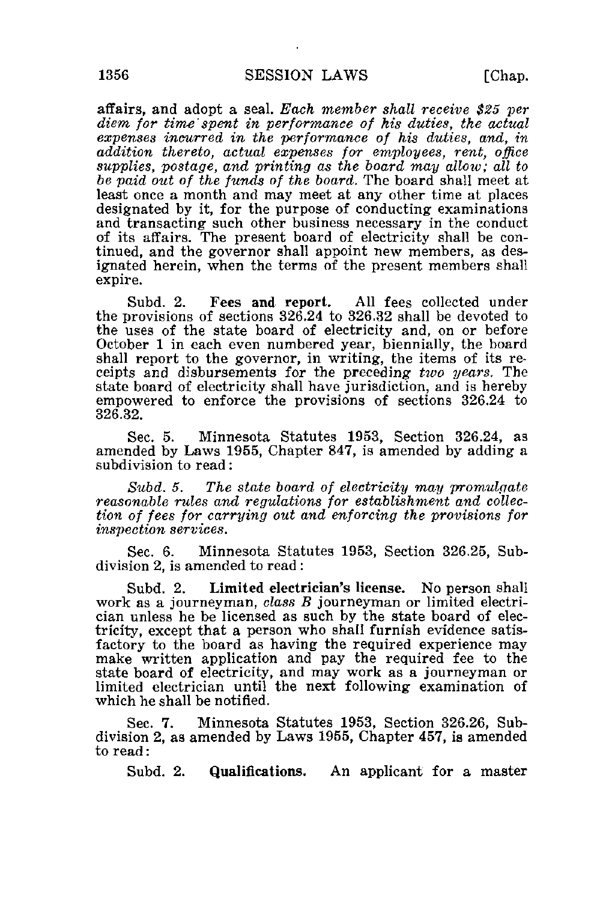affairs, and adopt a seal. *Each member shall receive $25 per diem for time spent in performance of his duties, the actual expenses incurred in the performance of his duties, and, in addition thereto, actual expenses for employees, rent, office supplies, postage, and printing as the board may allow; all to be paid out of the funds of the board.* The board shall meet at least once a month and may meet at any other time at places designated by it, for the purpose of conducting examinations and transacting such other business necessary in the conduct of its affairs. The present board of electricity shall be continued, and the governor shall appoint new members, as designated herein, when the terms of the present members shall expire.

Subd. 2. **Fees and report.** All fees collected under the provisions of sections 326.24 to 326.32 shall be devoted to the uses of the state board of electricity and, on or before October 1 in each even numbered year, biennially, the board shall report to the governor, in writing, the items of its receipts and disbursements for the preceding *two years.* The state board of electricity shall have jurisdiction, and is hereby empowered to enforce the provisions of sections 326.24 to 326.32.

Sec. 5. Minnesota Statutes 1953, Section 326.24, as amended by Laws 1955, Chapter 847, is amended by adding a subdivision to read:

*Subd. 5. The state board of electricity may promulgate reasonable rules and regulations for establishment and collection of fees for carrying out and enforcing the provisions for inspection services.*

Sec. 6. Minnesota Statutes 1953, Section 326.25, Subdivision 2, is amended to read:

Subd. 2. **Limited electrician's license.** No person shall work as a journeyman, *class B* journeyman or limited electrician unless he be licensed as such by the state board of electricity, except that a person who shall furnish evidence satisfactory to the board as having the required experience may make written application and pay the required fee to the state board of electricity, and may work as a journeyman or limited electrician until the next following examination of which he shall be notified.

Sec. 7. Minnesota Statutes 1953, Section 326.26, Subdivision 2, as amended by Laws 1955, Chapter 457, is amended to read:

Subd. 2. **Qualifications.** An applicant for a master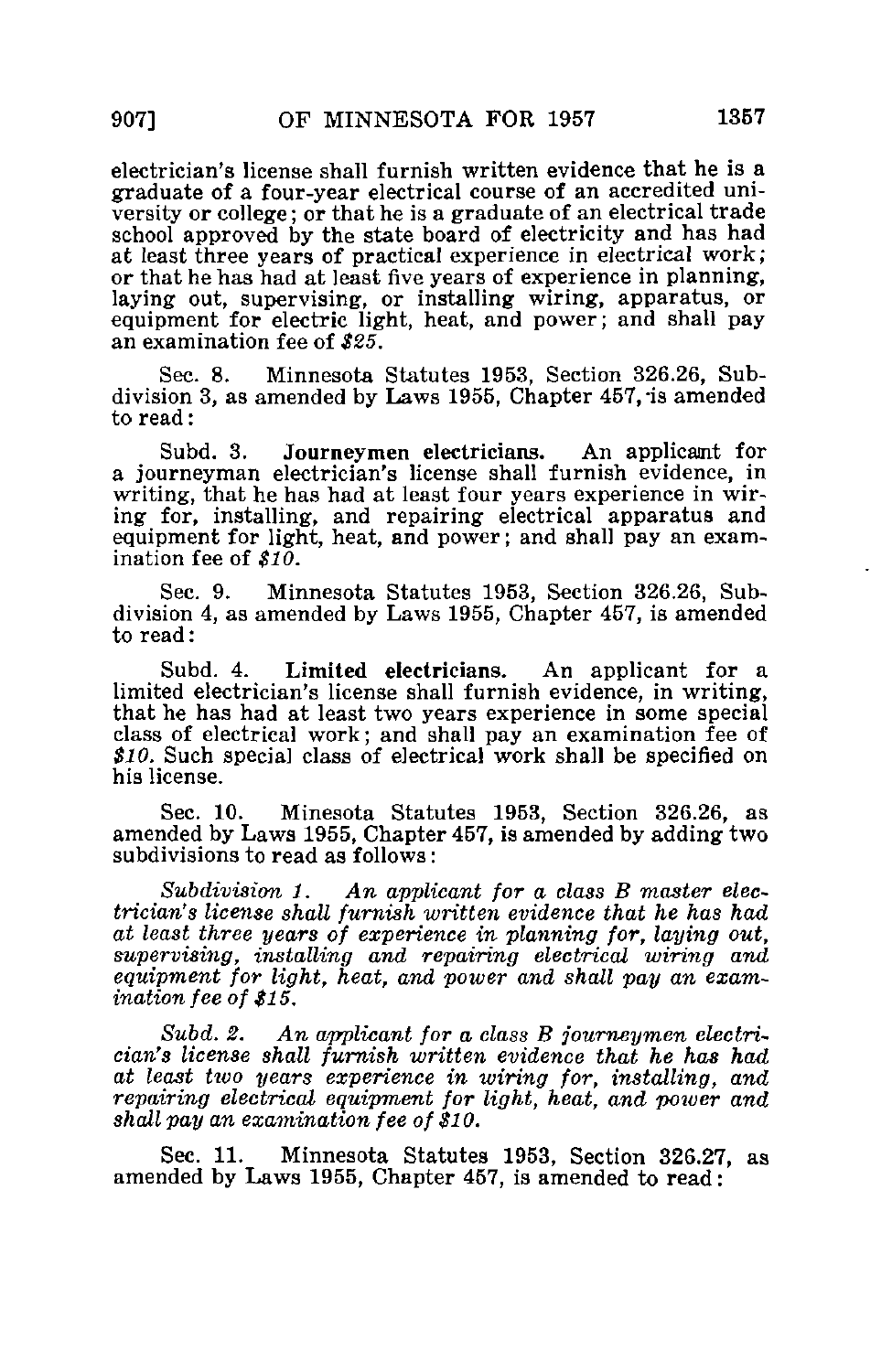electrician's license shall furnish written evidence that he is a graduate of a four-year electrical course of an accredited university or college; or that he is a graduate of an electrical trade school approved by the state board of electricity and has had at least three years of practical experience in electrical work; or that he has had at least five years of experience in planning, laying out, supervising, or installing wiring, apparatus, or equipment for electric light, heat, and power; and shall pay an examination fee of *$25*.

Sec. 8. Minnesota Statutes 1953, Section 326.26, Subdivision 3, as amended by Laws 1955, Chapter 457, is amended to read:

Subd. 3. **Journeymen electricians.** An applicant for a journeyman electrician's license shall furnish evidence, in writing, that he has had at least four years experience in wiring for, installing, and repairing electrical apparatus and equipment for light, heat, and power; and shall pay an examination fee of *$10*.

Sec. 9. Minnesota Statutes 1953, Section 326.26, Subdivision 4, as amended by Laws 1955, Chapter 457, is amended to read:

Subd. 4. **Limited electricians.** An applicant for a limited electrician's license shall furnish evidence, in writing, that he has had at least two years experience in some special class of electrical work; and shall pay an examination fee of *$10*. Such special class of electrical work shall be specified on his license.

Sec. 10. Minesota Statutes 1953, Section 326.26, as amended by Laws 1955, Chapter 457, is amended by adding two subdivisions to read as follows:

*Subdivision 1. An applicant for a class B master electrician's license shall furnish written evidence that he has had at least three years of experience in planning for, laying out, supervising, installing and repairing electrical wiring and equipment for light, heat, and power and shall pay an examination fee of $15.*

*Subd. 2. An applicant for a class B journeymen electrician's license shall furnish written evidence that he has had at least two years experience in wiring for, installing, and repairing electrical equipment for light, heat, and power and shall pay an examination fee of $10.*

Sec. 11. Minnesota Statutes 1953, Section 326.27, as amended by Laws 1955, Chapter 457, is amended to read: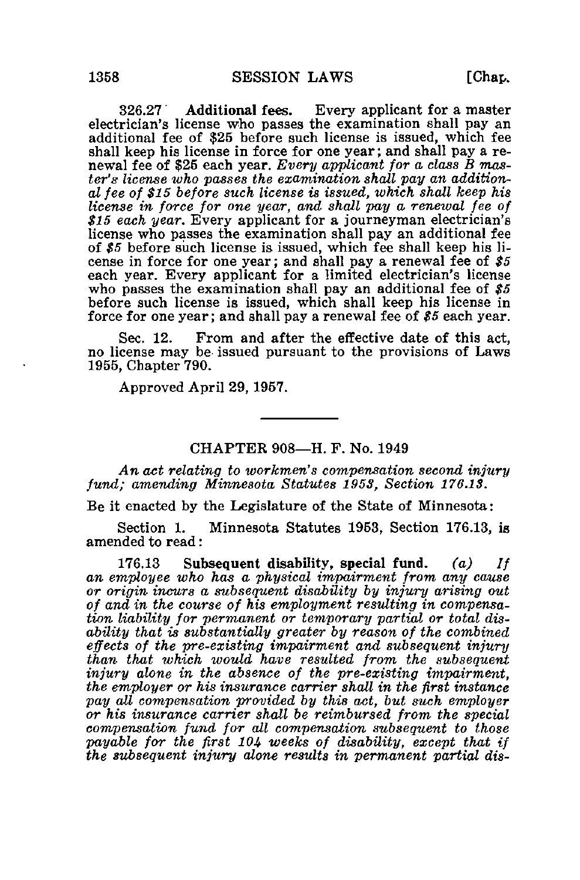326.27 **Additional fees.** Every applicant for a master electrician's license who passes the examination shall pay an additional fee of $25 before such license is issued, which fee shall keep his license in force for one year; and shall pay a renewal fee of $25 each year. *Every applicant for a class B master's license who passes the examination shall pay an additional fee of $15 before such license is issued, which shall keep his license in force for one year, and shall pay a renewal fee of $15 each year.* Every applicant for a journeyman electrician's license who passes the examination shall pay an additional fee of $5 before such license is issued, which fee shall keep his license in force for one year; and shall pay a renewal fee of $5 each year. Every applicant for a limited electrician's license who passes the examination shall pay an additional fee of $5 before such license is issued, which shall keep his license in force for one year; and shall pay a renewal fee of $5 each year.

Sec. 12. From and after the effective date of this act, no license may be issued pursuant to the provisions of Laws 1955, Chapter 790.

Approved April 29, 1957.

---

## CHAPTER 908—H. F. No. 1949

*An act relating to workmen's compensation second injury fund; amending Minnesota Statutes 1953, Section 176.13.*

Be it enacted by the Legislature of the State of Minnesota:

Section 1. Minnesota Statutes 1953, Section 176.13, is amended to read:

176.13 **Subsequent disability, special fund.** *(a) If an employee who has a physical impairment from any cause or origin incurs a subsequent disability by injury arising out of and in the course of his employment resulting in compensation liability for permanent or temporary partial or total disability that is substantially greater by reason of the combined effects of the pre-existing impairment and subsequent injury than that which would have resulted from the subsequent injury alone in the absence of the pre-existing impairment, the employer or his insurance carrier shall in the first instance pay all compensation provided by this act, but such employer or his insurance carrier shall be reimbursed from the special compensation fund for all compensation subsequent to those payable for the first 104 weeks of disability, except that if the subsequent injury alone results in permanent partial dis-*